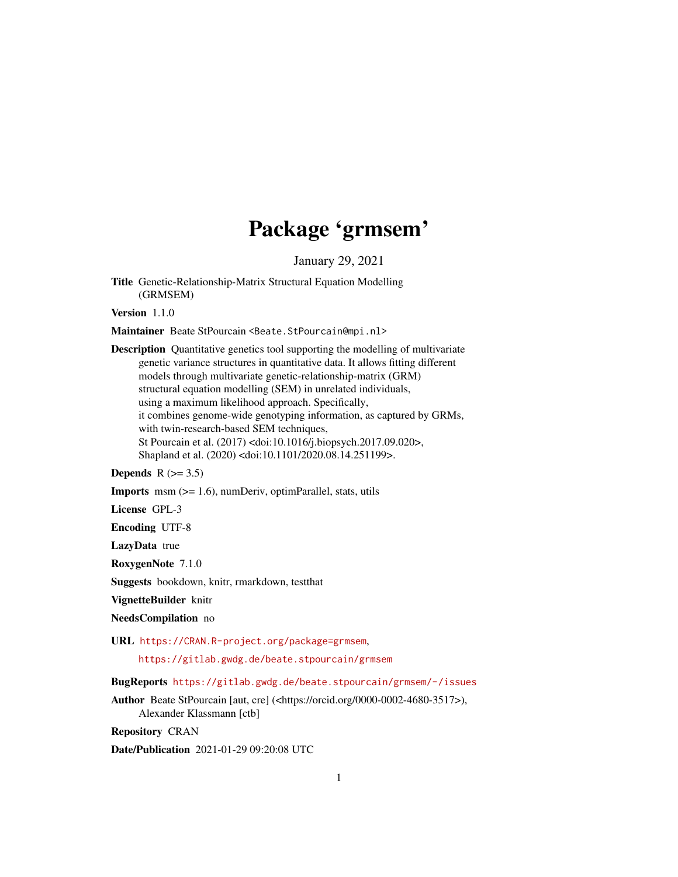# Package 'grmsem'

January 29, 2021

**Title** Genetic-Relationship-Matrix Structural Equation Modelling (GRMSEM)

**Version** 1.1.0

**Maintainer** Beate StPourcain <Beate.StPourcain@mpi.nl>

**Description** Quantitative genetics tool supporting the modelling of multivariate genetic variance structures in quantitative data. It allows fitting different models through multivariate genetic-relationship-matrix (GRM) structural equation modelling (SEM) in unrelated individuals, using a maximum likelihood approach. Specifically, it combines genome-wide genotyping information, as captured by GRMs, with twin-research-based SEM techniques, St Pourcain et al. (2017) <doi:10.1016/j.biopsych.2017.09.020>, Shapland et al. (2020) <doi:10.1101/2020.08.14.251199>.

**Depends** R (>= 3.5)

**Imports** msm (>= 1.6), numDeriv, optimParallel, stats, utils

**License** GPL-3

**Encoding** UTF-8

**LazyData** true

**RoxygenNote** 7.1.0

**Suggests** bookdown, knitr, rmarkdown, testthat

**VignetteBuilder** knitr

**NeedsCompilation** no

**URL** https://CRAN.R-project.org/package=grmsem, https://gitlab.gwdg.de/beate.stpourcain/grmsem

**BugReports** https://gitlab.gwdg.de/beate.stpourcain/grmsem/-/issues

**Author** Beate StPourcain [aut, cre] (<https://orcid.org/0000-0002-4680-3517>), Alexander Klassmann [ctb]

**Repository** CRAN

**Date/Publication** 2021-01-29 09:20:08 UTC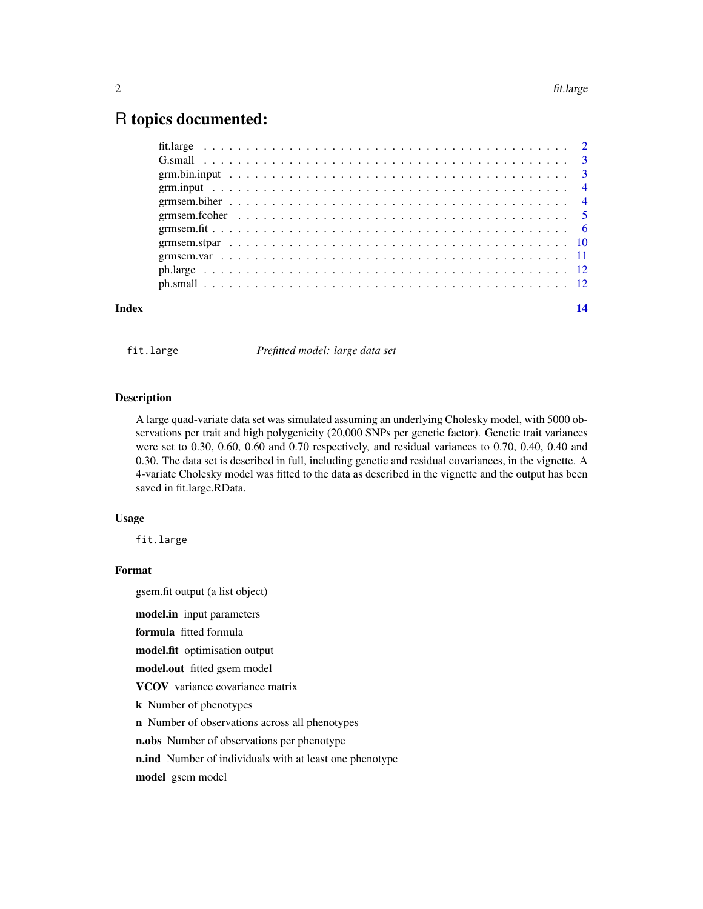# R topics documented:

| | |
|---|---|
| fit.large | 2 |
| G.small | 3 |
| grm.bin.input | 3 |
| grm.input | 4 |
| grmsem.biher | 4 |
| grmsem.fcoher | 5 |
| grmsem.fit | 6 |
| grmsem.stpar | 10 |
| grmsem.var | 11 |
| ph.large | 12 |
| ph.small | 12 |
| **Index** | **14** |

---

## fit.large — *Prefitted model: large data set*

### Description

A large quad-variate data set was simulated assuming an underlying Cholesky model, with 5000 observations per trait and high polygenicity (20,000 SNPs per genetic factor). Genetic trait variances were set to 0.30, 0.60, 0.60 and 0.70 respectively, and residual variances to 0.70, 0.40, 0.40 and 0.30. The data set is described in full, including genetic and residual covariances, in the vignette. A 4-variate Cholesky model was fitted to the data as described in the vignette and the output has been saved in fit.large.RData.

### Usage

```
fit.large
```

### Format

gsem.fit output (a list object)

**model.in** input parameters

**formula** fitted formula

**model.fit** optimisation output

**model.out** fitted gsem model

**VCOV** variance covariance matrix

**k** Number of phenotypes

**n** Number of observations across all phenotypes

**n.obs** Number of observations per phenotype

**n.ind** Number of individuals with at least one phenotype

**model** gsem model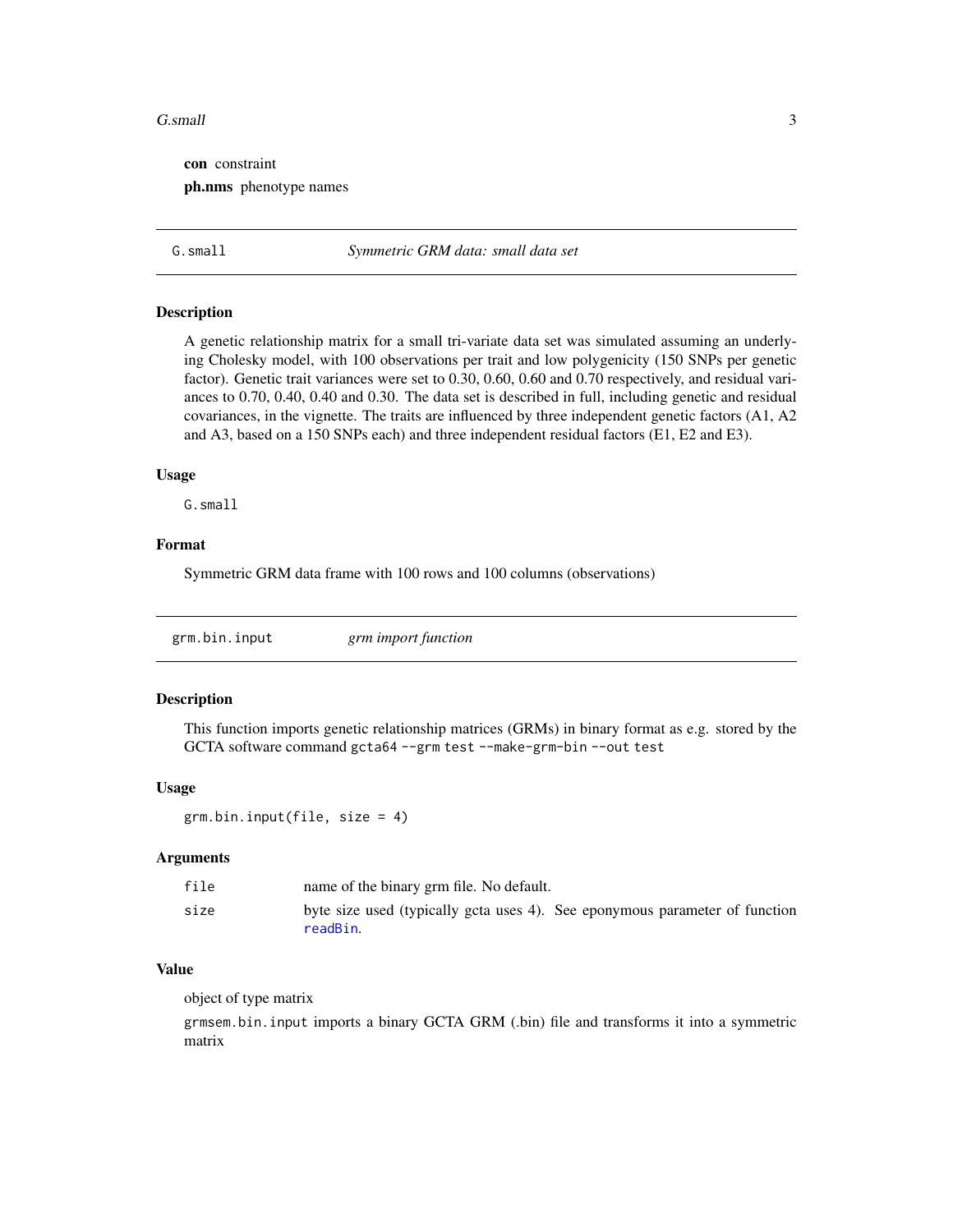**con** constraint

**ph.nms** phenotype names

---

## G.small — *Symmetric GRM data: small data set*

### Description

A genetic relationship matrix for a small tri-variate data set was simulated assuming an underlying Cholesky model, with 100 observations per trait and low polygenicity (150 SNPs per genetic factor). Genetic trait variances were set to 0.30, 0.60, 0.60 and 0.70 respectively, and residual variances to 0.70, 0.40, 0.40 and 0.30. The data set is described in full, including genetic and residual covariances, in the vignette. The traits are influenced by three independent genetic factors (A1, A2 and A3, based on a 150 SNPs each) and three independent residual factors (E1, E2 and E3).

### Usage

```
G.small
```

### Format

Symmetric GRM data frame with 100 rows and 100 columns (observations)

---

## grm.bin.input — *grm import function*

### Description

This function imports genetic relationship matrices (GRMs) in binary format as e.g. stored by the GCTA software command `gcta64 --grm test --make-grm-bin --out test`

### Usage

```
grm.bin.input(file, size = 4)
```

### Arguments

| | |
|---|---|
| `file` | name of the binary grm file. No default. |
| `size` | byte size used (typically gcta uses 4). See eponymous parameter of function `readBin`. |

### Value

object of type matrix

`grmsem.bin.input` imports a binary GCTA GRM (.bin) file and transforms it into a symmetric matrix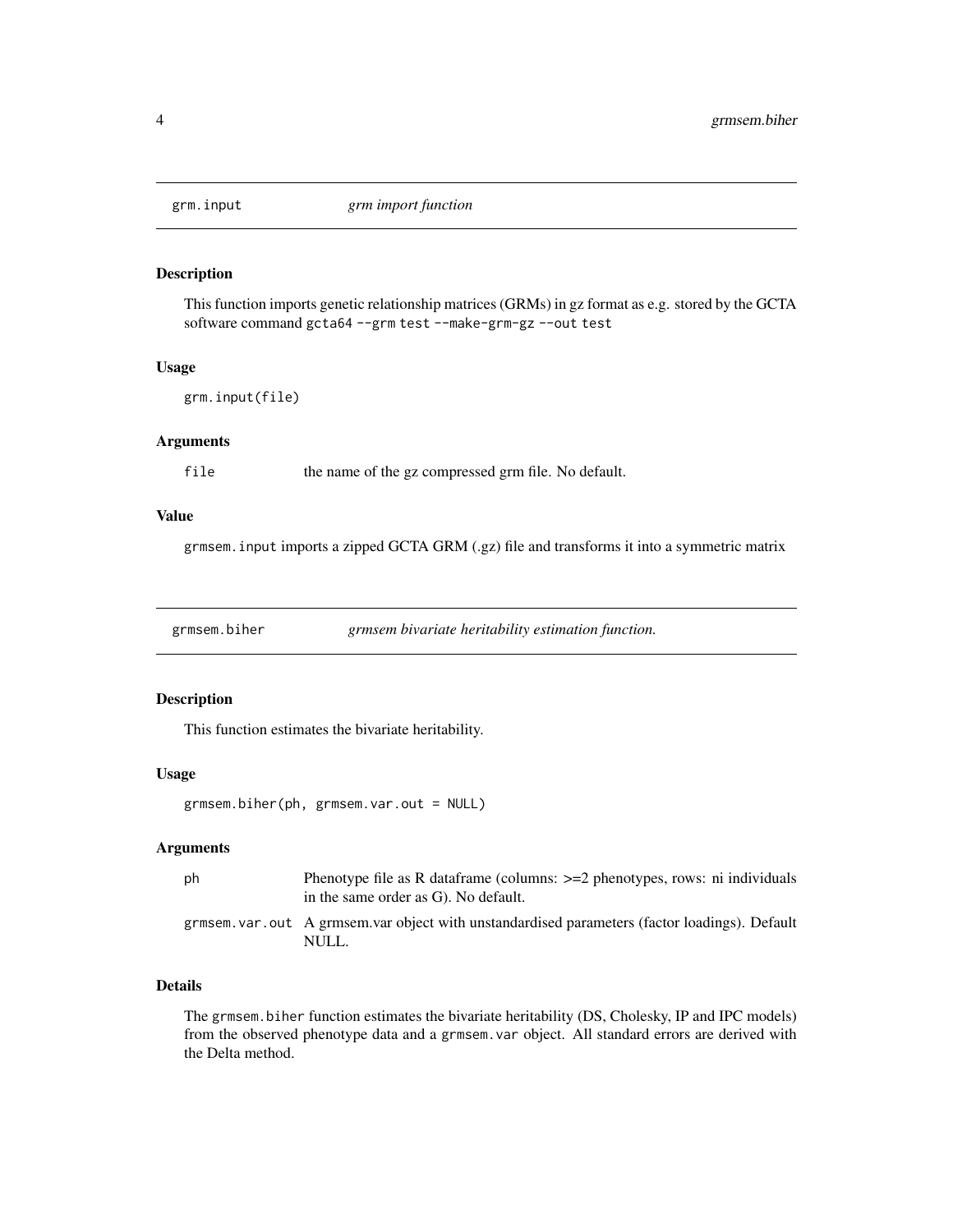## grm.input *grm import function*

### Description

This function imports genetic relationship matrices (GRMs) in gz format as e.g. stored by the GCTA software command `gcta64 --grm test --make-grm-gz --out test`

### Usage

```
grm.input(file)
```

### Arguments

| | |
|---|---|
| `file` | the name of the gz compressed grm file. No default. |

### Value

`grmsem.input` imports a zipped GCTA GRM (.gz) file and transforms it into a symmetric matrix

## grmsem.biher *grmsem bivariate heritability estimation function.*

### Description

This function estimates the bivariate heritability.

### Usage

```
grmsem.biher(ph, grmsem.var.out = NULL)
```

### Arguments

| | |
|---|---|
| `ph` | Phenotype file as R dataframe (columns: >=2 phenotypes, rows: ni individuals in the same order as G). No default. |
| `grmsem.var.out` | A grmsem.var object with unstandardised parameters (factor loadings). Default NULL. |

### Details

The `grmsem.biher` function estimates the bivariate heritability (DS, Cholesky, IP and IPC models) from the observed phenotype data and a `grmsem.var` object. All standard errors are derived with the Delta method.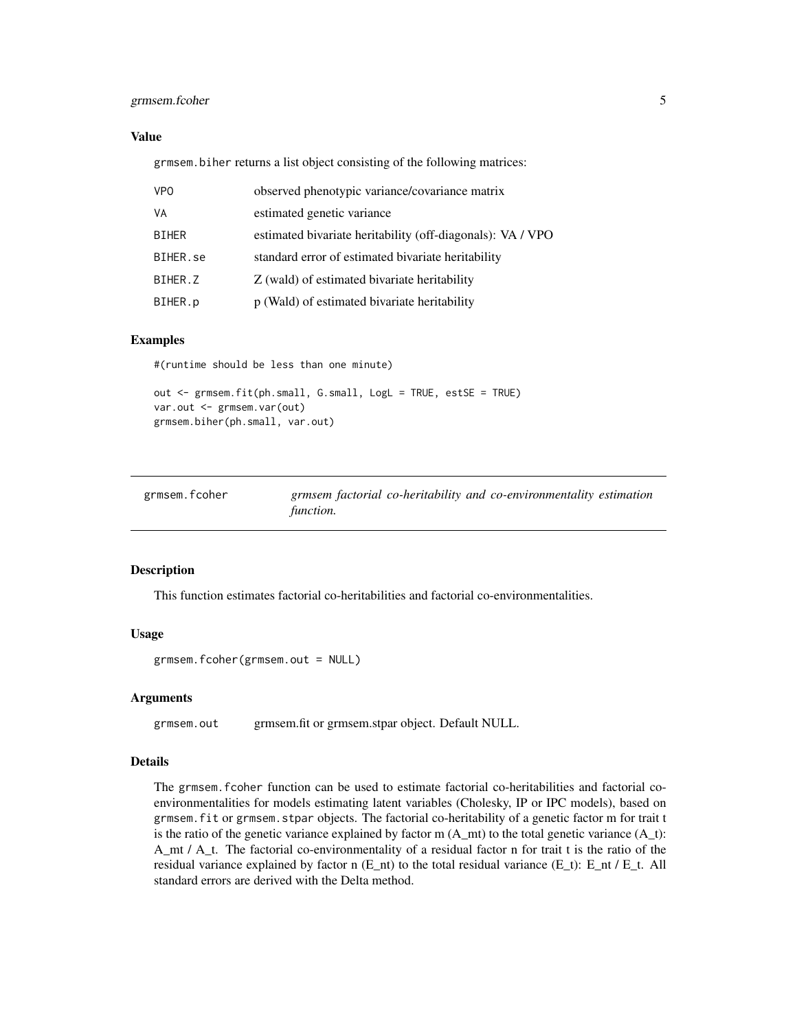### Value

grmsem.biher returns a list object consisting of the following matrices:

| | |
|---|---|
| VPO | observed phenotypic variance/covariance matrix |
| VA | estimated genetic variance |
| BIHER | estimated bivariate heritability (off-diagonals): VA / VPO |
| BIHER.se | standard error of estimated bivariate heritability |
| BIHER.Z | Z (wald) of estimated bivariate heritability |
| BIHER.p | p (Wald) of estimated bivariate heritability |

### Examples

```
#(runtime should be less than one minute)

out <- grmsem.fit(ph.small, G.small, LogL = TRUE, estSE = TRUE)
var.out <- grmsem.var(out)
grmsem.biher(ph.small, var.out)
```

## grmsem.fcoher — *grmsem factorial co-heritability and co-environmentality estimation function.*

### Description

This function estimates factorial co-heritabilities and factorial co-environmentalities.

### Usage

```
grmsem.fcoher(grmsem.out = NULL)
```

### Arguments

| | |
|---|---|
| grmsem.out | grmsem.fit or grmsem.stpar object. Default NULL. |

### Details

The grmsem.fcoher function can be used to estimate factorial co-heritabilities and factorial co-environmentalities for models estimating latent variables (Cholesky, IP or IPC models), based on grmsem.fit or grmsem.stpar objects. The factorial co-heritability of a genetic factor m for trait t is the ratio of the genetic variance explained by factor m (A_mt) to the total genetic variance (A_t): A_mt / A_t. The factorial co-environmentality of a residual factor n for trait t is the ratio of the residual variance explained by factor n (E_nt) to the total residual variance (E_t): E_nt / E_t. All standard errors are derived with the Delta method.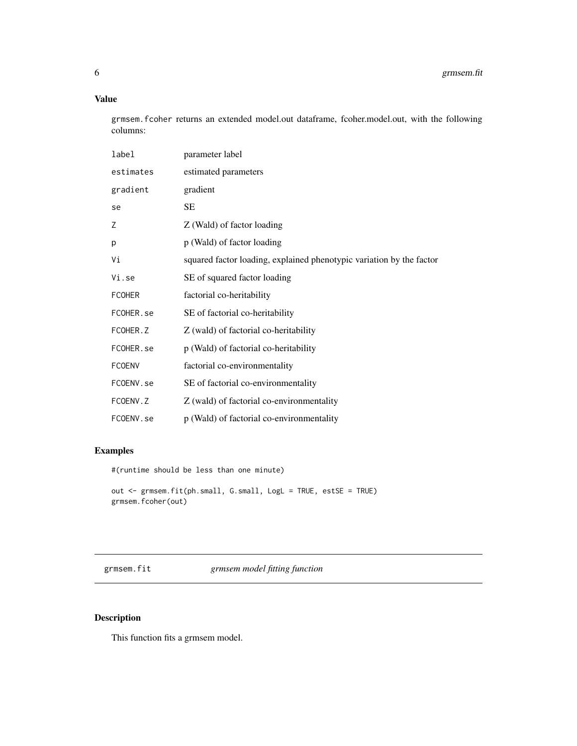## Value

grmsem.fcoher returns an extended model.out dataframe, fcoher.model.out, with the following columns:

| | |
|---|---|
| label | parameter label |
| estimates | estimated parameters |
| gradient | gradient |
| se | SE |
| Z | Z (Wald) of factor loading |
| p | p (Wald) of factor loading |
| Vi | squared factor loading, explained phenotypic variation by the factor |
| Vi.se | SE of squared factor loading |
| FCOHER | factorial co-heritability |
| FCOHER.se | SE of factorial co-heritability |
| FCOHER.Z | Z (wald) of factorial co-heritability |
| FCOHER.se | p (Wald) of factorial co-heritability |
| FCOENV | factorial co-environmentality |
| FCOENV.se | SE of factorial co-environmentality |
| FCOENV.Z | Z (wald) of factorial co-environmentality |
| FCOENV.se | p (Wald) of factorial co-environmentality |

## Examples

```
#(runtime should be less than one minute)

out <- grmsem.fit(ph.small, G.small, LogL = TRUE, estSE = TRUE)
grmsem.fcoher(out)
```

---

# grmsem.fit — *grmsem model fitting function*

## Description

This function fits a grmsem model.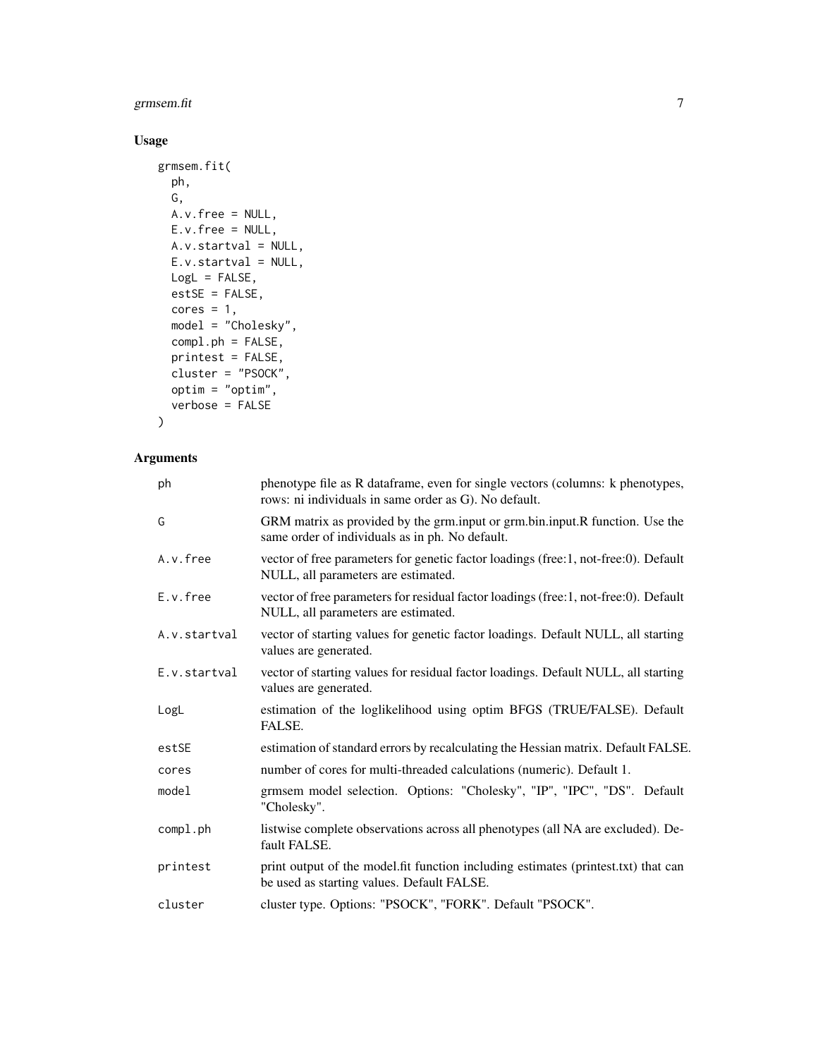## Usage

```
grmsem.fit(
  ph,
  G,
  A.v.free = NULL,
  E.v.free = NULL,
  A.v.startval = NULL,
  E.v.startval = NULL,
  LogL = FALSE,
  estSE = FALSE,
  cores = 1,
  model = "Cholesky",
  compl.ph = FALSE,
  printest = FALSE,
  cluster = "PSOCK",
  optim = "optim",
  verbose = FALSE
)
```

## Arguments

| | |
|---|---|
| `ph` | phenotype file as R dataframe, even for single vectors (columns: k phenotypes, rows: ni individuals in same order as G). No default. |
| `G` | GRM matrix as provided by the grm.input or grm.bin.input.R function. Use the same order of individuals as in ph. No default. |
| `A.v.free` | vector of free parameters for genetic factor loadings (free:1, not-free:0). Default NULL, all parameters are estimated. |
| `E.v.free` | vector of free parameters for residual factor loadings (free:1, not-free:0). Default NULL, all parameters are estimated. |
| `A.v.startval` | vector of starting values for genetic factor loadings. Default NULL, all starting values are generated. |
| `E.v.startval` | vector of starting values for residual factor loadings. Default NULL, all starting values are generated. |
| `LogL` | estimation of the loglikelihood using optim BFGS (TRUE/FALSE). Default FALSE. |
| `estSE` | estimation of standard errors by recalculating the Hessian matrix. Default FALSE. |
| `cores` | number of cores for multi-threaded calculations (numeric). Default 1. |
| `model` | grmsem model selection. Options: "Cholesky", "IP", "IPC", "DS". Default "Cholesky". |
| `compl.ph` | listwise complete observations across all phenotypes (all NA are excluded). Default FALSE. |
| `printest` | print output of the model.fit function including estimates (printest.txt) that can be used as starting values. Default FALSE. |
| `cluster` | cluster type. Options: "PSOCK", "FORK". Default "PSOCK". |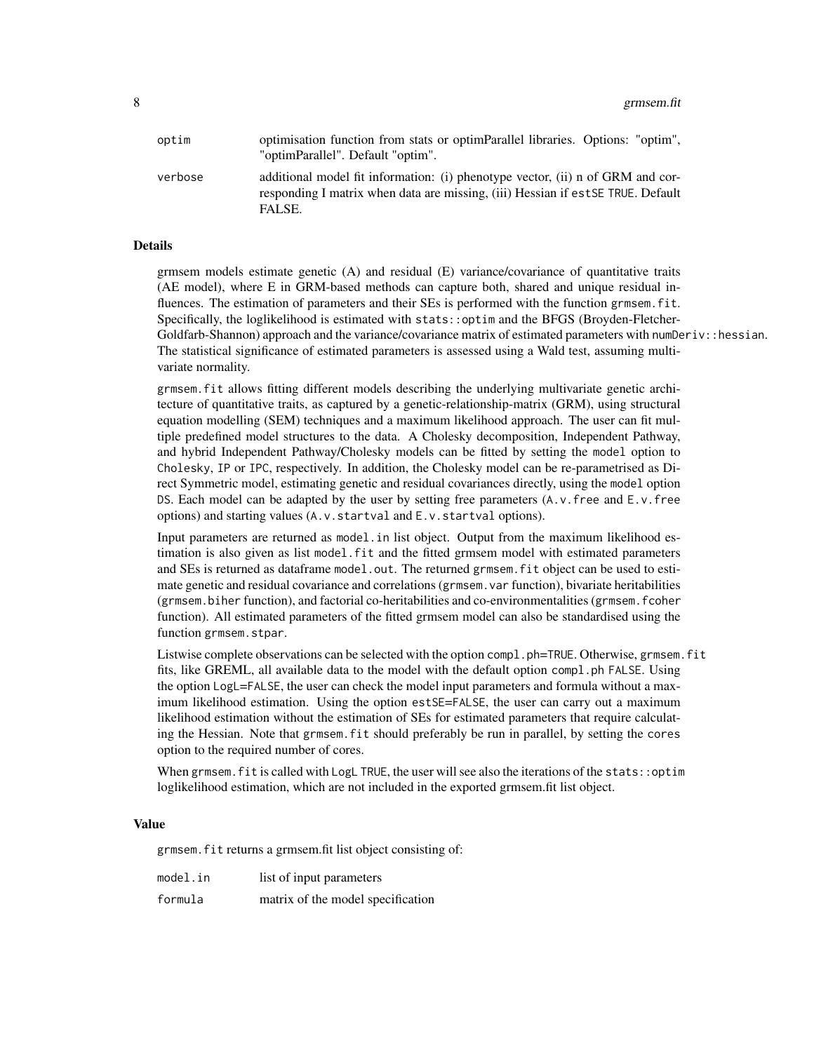| | |
|---|---|
| optim | optimisation function from stats or optimParallel libraries. Options: "optim", "optimParallel". Default "optim". |
| verbose | additional model fit information: (i) phenotype vector, (ii) n of GRM and corresponding I matrix when data are missing, (iii) Hessian if estSE TRUE. Default FALSE. |

## Details

grmsem models estimate genetic (A) and residual (E) variance/covariance of quantitative traits (AE model), where E in GRM-based methods can capture both, shared and unique residual influences. The estimation of parameters and their SEs is performed with the function `grmsem.fit`. Specifically, the loglikelihood is estimated with `stats::optim` and the BFGS (Broyden-Fletcher-Goldfarb-Shannon) approach and the variance/covariance matrix of estimated parameters with `numDeriv::hessian`. The statistical significance of estimated parameters is assessed using a Wald test, assuming multivariate normality.

`grmsem.fit` allows fitting different models describing the underlying multivariate genetic architecture of quantitative traits, as captured by a genetic-relationship-matrix (GRM), using structural equation modelling (SEM) techniques and a maximum likelihood approach. The user can fit multiple predefined model structures to the data. A Cholesky decomposition, Independent Pathway, and hybrid Independent Pathway/Cholesky models can be fitted by setting the `model` option to `Cholesky`, `IP` or `IPC`, respectively. In addition, the Cholesky model can be re-parametrised as Direct Symmetric model, estimating genetic and residual covariances directly, using the `model` option `DS`. Each model can be adapted by the user by setting free parameters (`A.v.free` and `E.v.free` options) and starting values (`A.v.startval` and `E.v.startval` options).

Input parameters are returned as `model.in` list object. Output from the maximum likelihood estimation is also given as list `model.fit` and the fitted grmsem model with estimated parameters and SEs is returned as dataframe `model.out`. The returned `grmsem.fit` object can be used to estimate genetic and residual covariance and correlations (`grmsem.var` function), bivariate heritabilities (`grmsem.biher` function), and factorial co-heritabilities and co-environmentalities (`grmsem.fcoher` function). All estimated parameters of the fitted grmsem model can also be standardised using the function `grmsem.stpar`.

Listwise complete observations can be selected with the option `compl.ph=TRUE`. Otherwise, `grmsem.fit` fits, like GREML, all available data to the model with the default option `compl.ph FALSE`. Using the option `LogL=FALSE`, the user can check the model input parameters and formula without a maximum likelihood estimation. Using the option `estSE=FALSE`, the user can carry out a maximum likelihood estimation without the estimation of SEs for estimated parameters that require calculating the Hessian. Note that `grmsem.fit` should preferably be run in parallel, by setting the `cores` option to the required number of cores.

When `grmsem.fit` is called with `LogL TRUE`, the user will see also the iterations of the `stats::optim` loglikelihood estimation, which are not included in the exported grmsem.fit list object.

## Value

`grmsem.fit` returns a grmsem.fit list object consisting of:

| | |
|---|---|
| model.in | list of input parameters |
| formula | matrix of the model specification |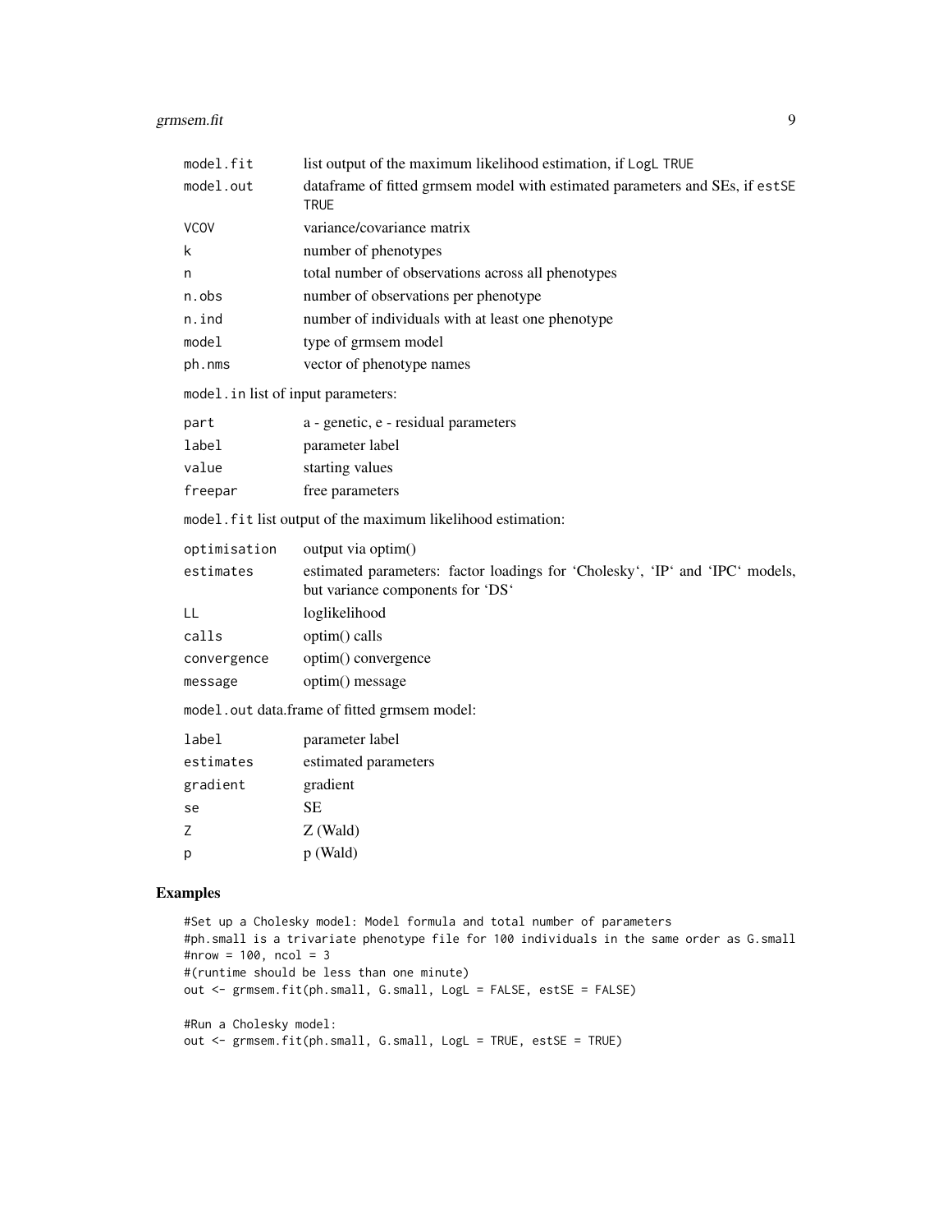| | |
|---|---|
| `model.fit` | list output of the maximum likelihood estimation, if `LogL` `TRUE` |
| `model.out` | dataframe of fitted grmsem model with estimated parameters and SEs, if `estSE` `TRUE` |
| `VCOV` | variance/covariance matrix |
| `k` | number of phenotypes |
| `n` | total number of observations across all phenotypes |
| `n.obs` | number of observations per phenotype |
| `n.ind` | number of individuals with at least one phenotype |
| `model` | type of grmsem model |
| `ph.nms` | vector of phenotype names |

`model.in` list of input parameters:

| | |
|---|---|
| `part` | a - genetic, e - residual parameters |
| `label` | parameter label |
| `value` | starting values |
| `freepar` | free parameters |

`model.fit` list output of the maximum likelihood estimation:

| | |
|---|---|
| `optimisation` | output via optim() |
| `estimates` | estimated parameters: factor loadings for 'Cholesky', 'IP' and 'IPC' models, but variance components for 'DS' |
| `LL` | loglikelihood |
| `calls` | optim() calls |
| `convergence` | optim() convergence |
| `message` | optim() message |

`model.out` data.frame of fitted grmsem model:

| | |
|---|---|
| `label` | parameter label |
| `estimates` | estimated parameters |
| `gradient` | gradient |
| `se` | SE |
| `Z` | Z (Wald) |
| `p` | p (Wald) |

## Examples

```
#Set up a Cholesky model: Model formula and total number of parameters
#ph.small is a trivariate phenotype file for 100 individuals in the same order as G.small
#nrow = 100, ncol = 3
#(runtime should be less than one minute)
out <- grmsem.fit(ph.small, G.small, LogL = FALSE, estSE = FALSE)

#Run a Cholesky model:
out <- grmsem.fit(ph.small, G.small, LogL = TRUE, estSE = TRUE)
```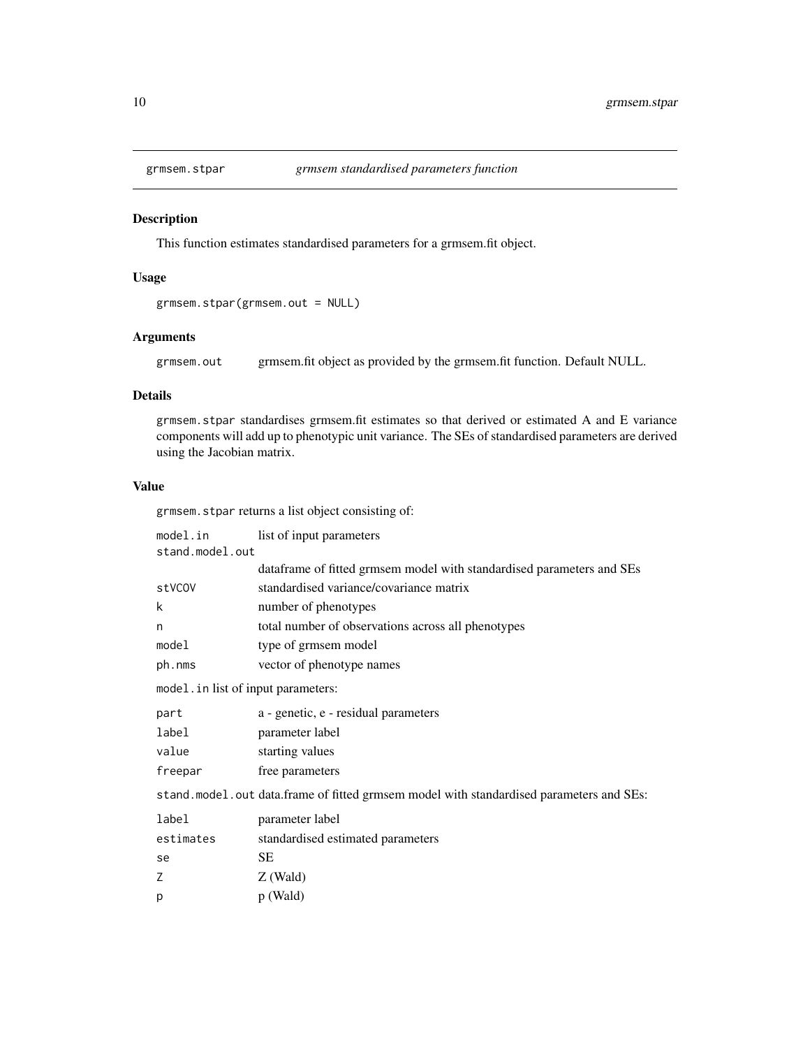`grmsem.stpar` — *grmsem standardised parameters function*

## Description

This function estimates standardised parameters for a grmsem.fit object.

## Usage

```
grmsem.stpar(grmsem.out = NULL)
```

## Arguments

| | |
|---|---|
| `grmsem.out` | grmsem.fit object as provided by the grmsem.fit function. Default NULL. |

## Details

`grmsem.stpar` standardises grmsem.fit estimates so that derived or estimated A and E variance components will add up to phenotypic unit variance. The SEs of standardised parameters are derived using the Jacobian matrix.

## Value

`grmsem.stpar` returns a list object consisting of:

| | |
|---|---|
| `model.in` | list of input parameters |
| `stand.model.out` | dataframe of fitted grmsem model with standardised parameters and SEs |
| `stVCOV` | standardised variance/covariance matrix |
| `k` | number of phenotypes |
| `n` | total number of observations across all phenotypes |
| `model` | type of grmsem model |
| `ph.nms` | vector of phenotype names |

`model.in` list of input parameters:

| | |
|---|---|
| `part` | a - genetic, e - residual parameters |
| `label` | parameter label |
| `value` | starting values |
| `freepar` | free parameters |

`stand.model.out` data.frame of fitted grmsem model with standardised parameters and SEs:

| | |
|---|---|
| `label` | parameter label |
| `estimates` | standardised estimated parameters |
| `se` | SE |
| `Z` | Z (Wald) |
| `p` | p (Wald) |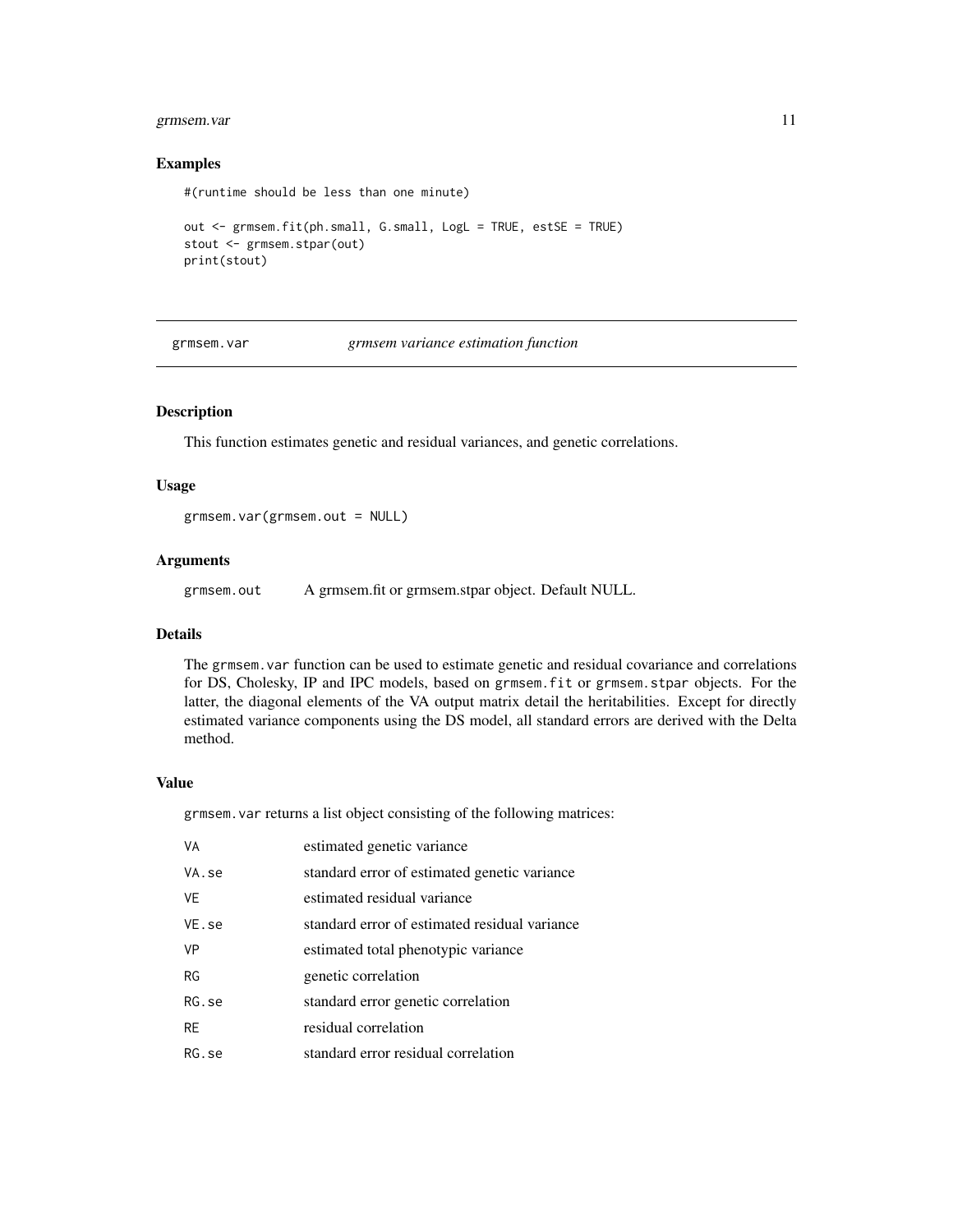## Examples

```
#(runtime should be less than one minute)

out <- grmsem.fit(ph.small, G.small, LogL = TRUE, estSE = TRUE)
stout <- grmsem.stpar(out)
print(stout)
```

---

# grmsem.var *grmsem variance estimation function*

---

## Description

This function estimates genetic and residual variances, and genetic correlations.

## Usage

```
grmsem.var(grmsem.out = NULL)
```

## Arguments

| | |
|---|---|
| grmsem.out | A grmsem.fit or grmsem.stpar object. Default NULL. |

## Details

The `grmsem.var` function can be used to estimate genetic and residual covariance and correlations for DS, Cholesky, IP and IPC models, based on `grmsem.fit` or `grmsem.stpar` objects. For the latter, the diagonal elements of the VA output matrix detail the heritabilities. Except for directly estimated variance components using the DS model, all standard errors are derived with the Delta method.

## Value

`grmsem.var` returns a list object consisting of the following matrices:

| | |
|---|---|
| VA | estimated genetic variance |
| VA.se | standard error of estimated genetic variance |
| VE | estimated residual variance |
| VE.se | standard error of estimated residual variance |
| VP | estimated total phenotypic variance |
| RG | genetic correlation |
| RG.se | standard error genetic correlation |
| RE | residual correlation |
| RG.se | standard error residual correlation |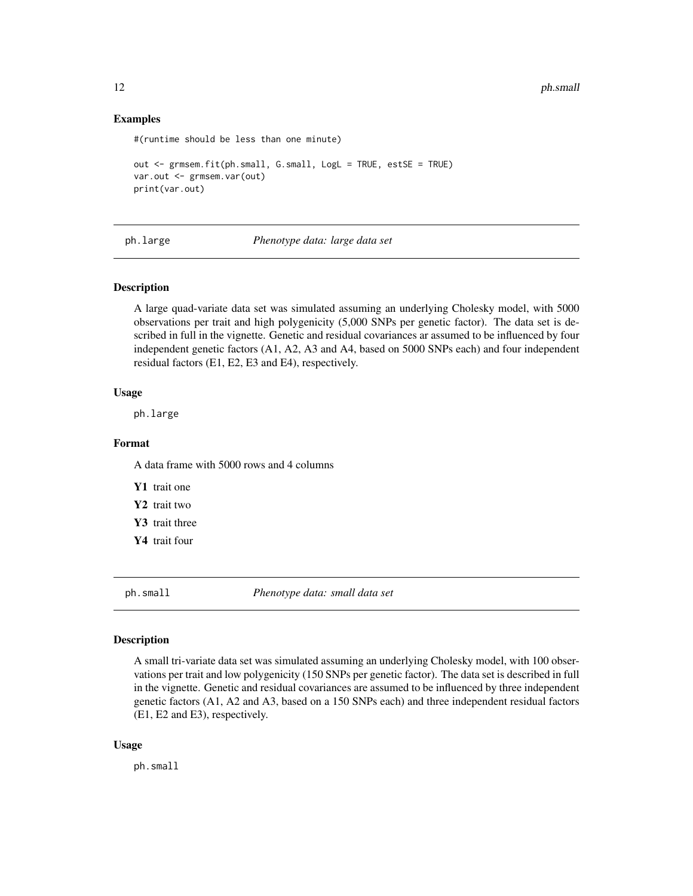### Examples

```
#(runtime should be less than one minute)

out <- grmsem.fit(ph.small, G.small, LogL = TRUE, estSE = TRUE)
var.out <- grmsem.var(out)
print(var.out)
```

## ph.large *Phenotype data: large data set*

### Description

A large quad-variate data set was simulated assuming an underlying Cholesky model, with 5000 observations per trait and high polygenicity (5,000 SNPs per genetic factor). The data set is described in full in the vignette. Genetic and residual covariances ar assumed to be influenced by four independent genetic factors (A1, A2, A3 and A4, based on 5000 SNPs each) and four independent residual factors (E1, E2, E3 and E4), respectively.

### Usage

```
ph.large
```

### Format

A data frame with 5000 rows and 4 columns

- **Y1** trait one
- **Y2** trait two
- **Y3** trait three
- **Y4** trait four

## ph.small *Phenotype data: small data set*

### Description

A small tri-variate data set was simulated assuming an underlying Cholesky model, with 100 observations per trait and low polygenicity (150 SNPs per genetic factor). The data set is described in full in the vignette. Genetic and residual covariances are assumed to be influenced by three independent genetic factors (A1, A2 and A3, based on a 150 SNPs each) and three independent residual factors (E1, E2 and E3), respectively.

### Usage

```
ph.small
```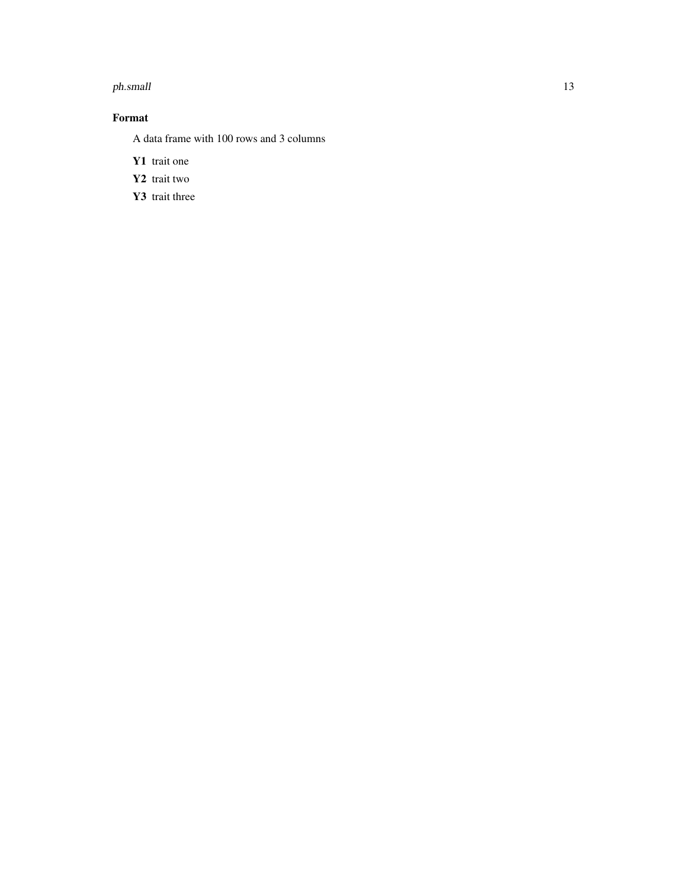### Format

A data frame with 100 rows and 3 columns

**Y1** trait one

**Y2** trait two

**Y3** trait three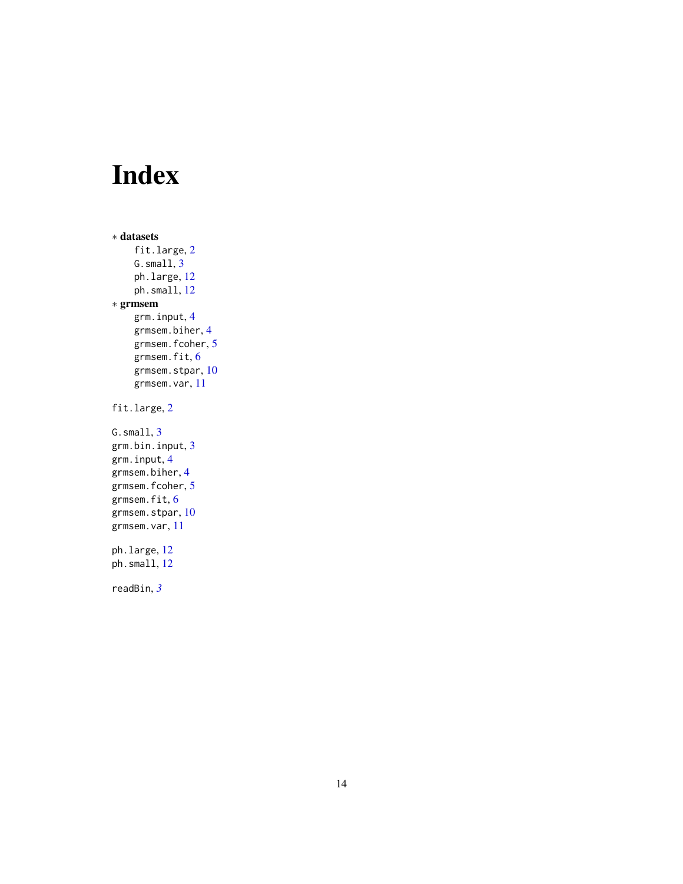# Index

∗ **datasets**

- fit.large, 2
- G.small, 3
- ph.large, 12
- ph.small, 12

∗ **grmsem**

- grm.input, 4
- grmsem.biher, 4
- grmsem.fcoher, 5
- grmsem.fit, 6
- grmsem.stpar, 10
- grmsem.var, 11

fit.large, 2

G.small, 3
grm.bin.input, 3
grm.input, 4
grmsem.biher, 4
grmsem.fcoher, 5
grmsem.fit, 6
grmsem.stpar, 10
grmsem.var, 11

ph.large, 12
ph.small, 12

readBin, *3*